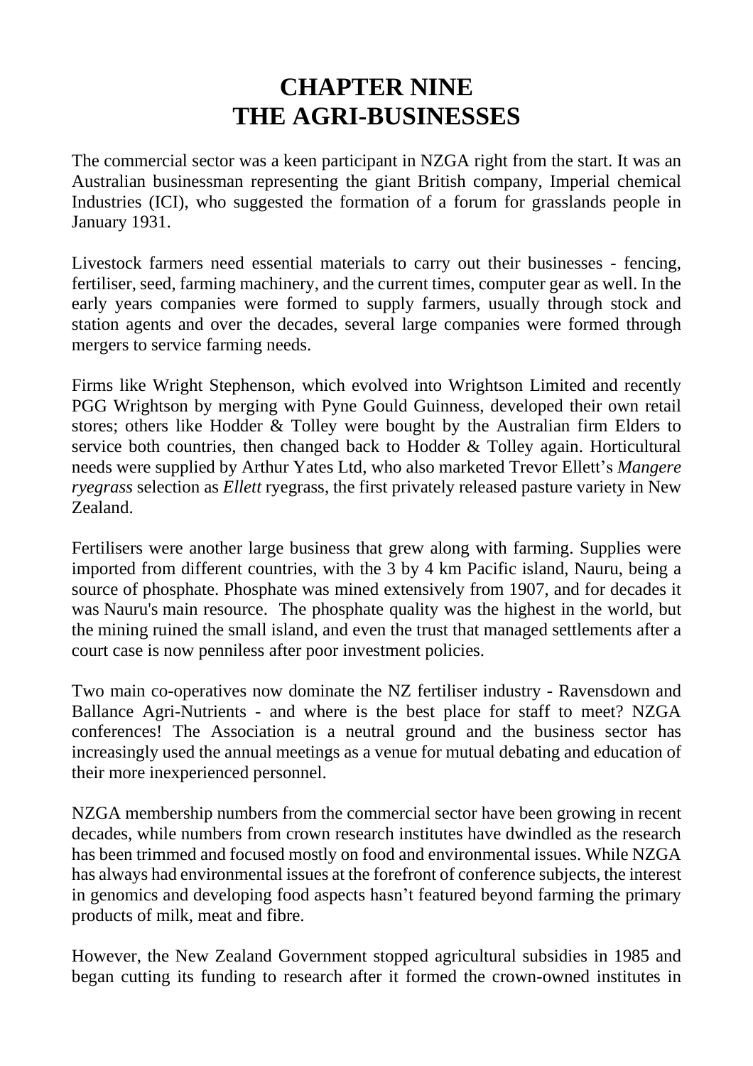# CHAPTER NINE
# THE AGRI-BUSINESSES

The commercial sector was a keen participant in NZGA right from the start. It was an Australian businessman representing the giant British company, Imperial chemical Industries (ICI), who suggested the formation of a forum for grasslands people in January 1931.

Livestock farmers need essential materials to carry out their businesses - fencing, fertiliser, seed, farming machinery, and the current times, computer gear as well. In the early years companies were formed to supply farmers, usually through stock and station agents and over the decades, several large companies were formed through mergers to service farming needs.

Firms like Wright Stephenson, which evolved into Wrightson Limited and recently PGG Wrightson by merging with Pyne Gould Guinness, developed their own retail stores; others like Hodder & Tolley were bought by the Australian firm Elders to service both countries, then changed back to Hodder & Tolley again. Horticultural needs were supplied by Arthur Yates Ltd, who also marketed Trevor Ellett's *Mangere ryegrass* selection as *Ellett* ryegrass, the first privately released pasture variety in New Zealand.

Fertilisers were another large business that grew along with farming. Supplies were imported from different countries, with the 3 by 4 km Pacific island, Nauru, being a source of phosphate. Phosphate was mined extensively from 1907, and for decades it was Nauru's main resource. The phosphate quality was the highest in the world, but the mining ruined the small island, and even the trust that managed settlements after a court case is now penniless after poor investment policies.

Two main co-operatives now dominate the NZ fertiliser industry - Ravensdown and Ballance Agri-Nutrients - and where is the best place for staff to meet? NZGA conferences! The Association is a neutral ground and the business sector has increasingly used the annual meetings as a venue for mutual debating and education of their more inexperienced personnel.

NZGA membership numbers from the commercial sector have been growing in recent decades, while numbers from crown research institutes have dwindled as the research has been trimmed and focused mostly on food and environmental issues. While NZGA has always had environmental issues at the forefront of conference subjects, the interest in genomics and developing food aspects hasn't featured beyond farming the primary products of milk, meat and fibre.

However, the New Zealand Government stopped agricultural subsidies in 1985 and began cutting its funding to research after it formed the crown-owned institutes in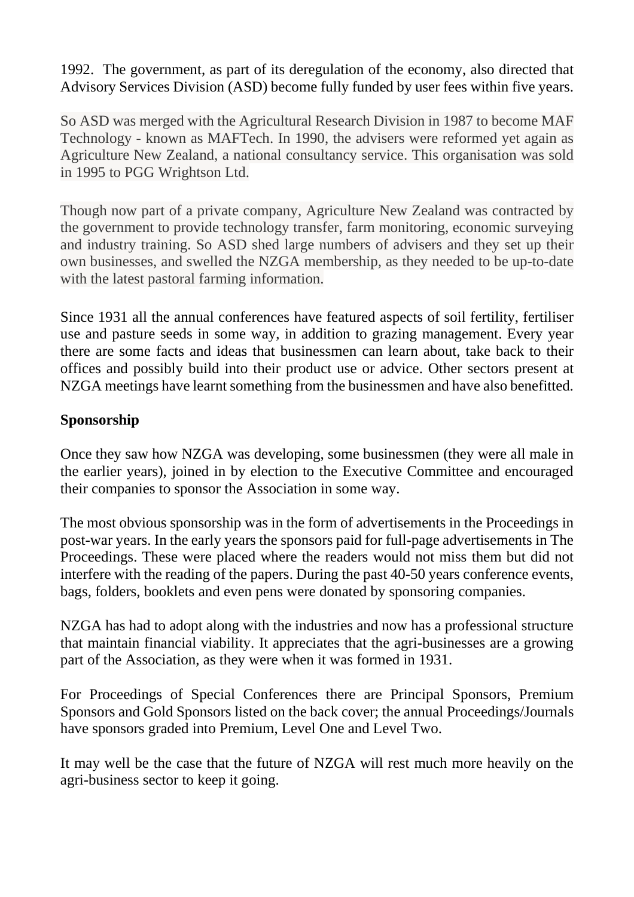1992. The government, as part of its deregulation of the economy, also directed that Advisory Services Division (ASD) become fully funded by user fees within five years.

So ASD was merged with the Agricultural Research Division in 1987 to become MAF Technology - known as MAFTech. In 1990, the advisers were reformed yet again as Agriculture New Zealand, a national consultancy service. This organisation was sold in 1995 to PGG Wrightson Ltd.

Though now part of a private company, Agriculture New Zealand was contracted by the government to provide technology transfer, farm monitoring, economic surveying and industry training. So ASD shed large numbers of advisers and they set up their own businesses, and swelled the NZGA membership, as they needed to be up-to-date with the latest pastoral farming information.

Since 1931 all the annual conferences have featured aspects of soil fertility, fertiliser use and pasture seeds in some way, in addition to grazing management. Every year there are some facts and ideas that businessmen can learn about, take back to their offices and possibly build into their product use or advice. Other sectors present at NZGA meetings have learnt something from the businessmen and have also benefitted.

**Sponsorship**

Once they saw how NZGA was developing, some businessmen (they were all male in the earlier years), joined in by election to the Executive Committee and encouraged their companies to sponsor the Association in some way.

The most obvious sponsorship was in the form of advertisements in the Proceedings in post-war years. In the early years the sponsors paid for full-page advertisements in The Proceedings. These were placed where the readers would not miss them but did not interfere with the reading of the papers. During the past 40-50 years conference events, bags, folders, booklets and even pens were donated by sponsoring companies.

NZGA has had to adopt along with the industries and now has a professional structure that maintain financial viability. It appreciates that the agri-businesses are a growing part of the Association, as they were when it was formed in 1931.

For Proceedings of Special Conferences there are Principal Sponsors, Premium Sponsors and Gold Sponsors listed on the back cover; the annual Proceedings/Journals have sponsors graded into Premium, Level One and Level Two.

It may well be the case that the future of NZGA will rest much more heavily on the agri-business sector to keep it going.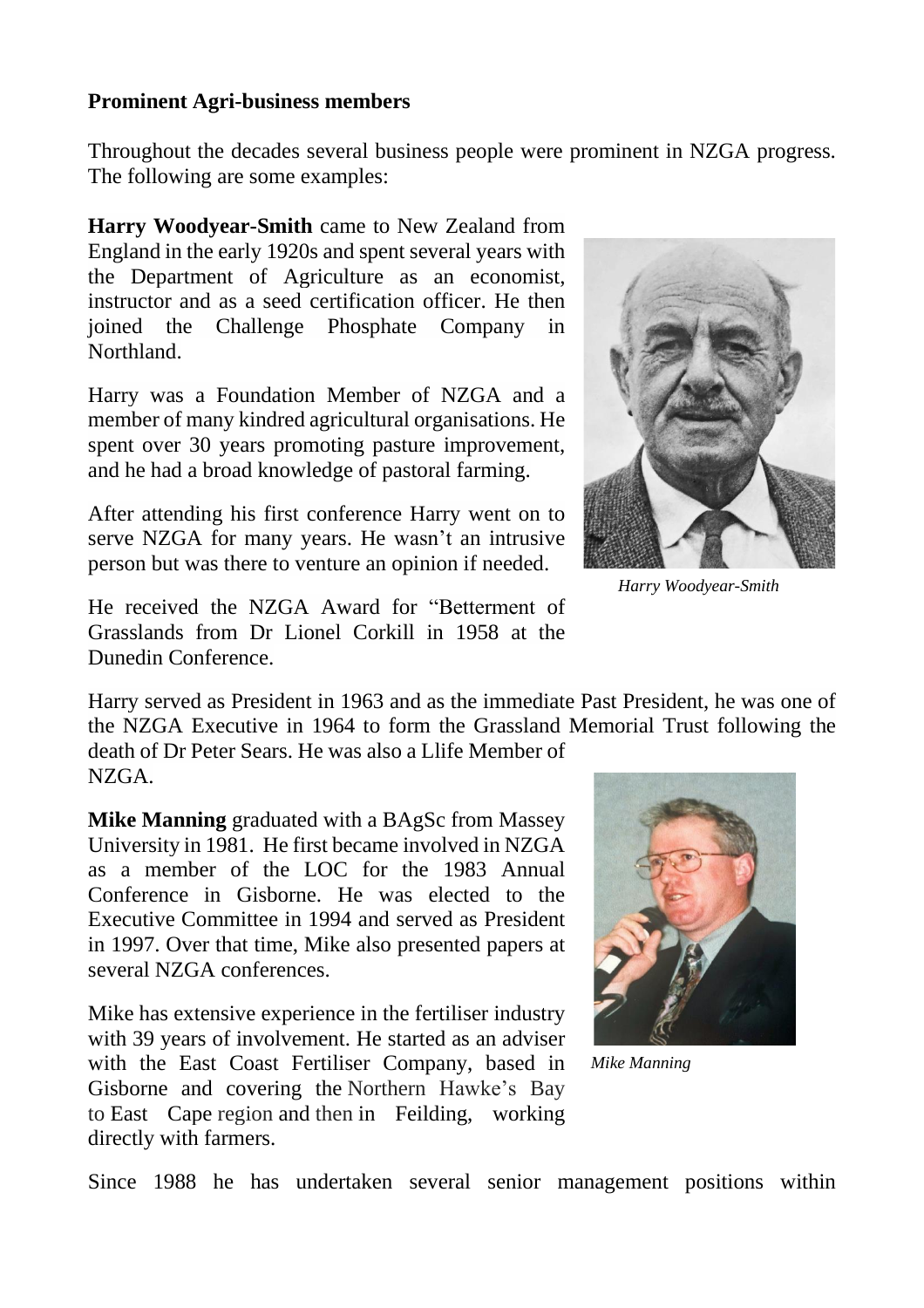**Prominent Agri-business members**

Throughout the decades several business people were prominent in NZGA progress. The following are some examples:

**Harry Woodyear-Smith** came to New Zealand from England in the early 1920s and spent several years with the Department of Agriculture as an economist, instructor and as a seed certification officer. He then joined the Challenge Phosphate Company in Northland.

Harry was a Foundation Member of NZGA and a member of many kindred agricultural organisations. He spent over 30 years promoting pasture improvement, and he had a broad knowledge of pastoral farming.

After attending his first conference Harry went on to serve NZGA for many years. He wasn't an intrusive person but was there to venture an opinion if needed.

*Harry Woodyear-Smith*

He received the NZGA Award for "Betterment of Grasslands from Dr Lionel Corkill in 1958 at the Dunedin Conference.

Harry served as President in 1963 and as the immediate Past President, he was one of the NZGA Executive in 1964 to form the Grassland Memorial Trust following the death of Dr Peter Sears. He was also a Llife Member of NZGA.

**Mike Manning** graduated with a BAgSc from Massey University in 1981. He first became involved in NZGA as a member of the LOC for the 1983 Annual Conference in Gisborne. He was elected to the Executive Committee in 1994 and served as President in 1997. Over that time, Mike also presented papers at several NZGA conferences.

Mike has extensive experience in the fertiliser industry with 39 years of involvement. He started as an adviser with the East Coast Fertiliser Company, based in Gisborne and covering the Northern Hawke's Bay to East Cape region and then in Feilding, working directly with farmers.

*Mike Manning*

Since 1988 he has undertaken several senior management positions within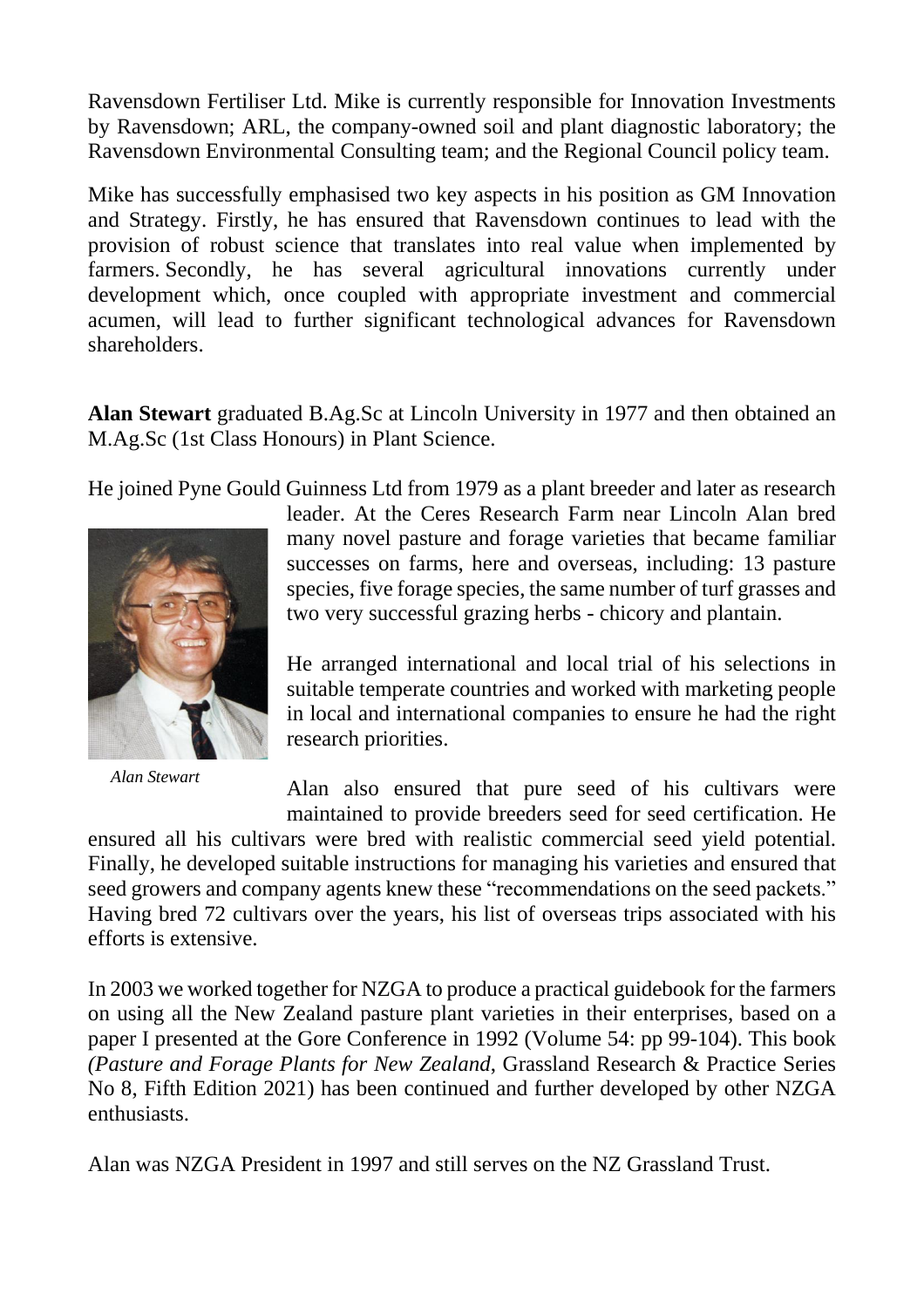Ravensdown Fertiliser Ltd. Mike is currently responsible for Innovation Investments by Ravensdown; ARL, the company-owned soil and plant diagnostic laboratory; the Ravensdown Environmental Consulting team; and the Regional Council policy team.

Mike has successfully emphasised two key aspects in his position as GM Innovation and Strategy. Firstly, he has ensured that Ravensdown continues to lead with the provision of robust science that translates into real value when implemented by farmers. Secondly, he has several agricultural innovations currently under development which, once coupled with appropriate investment and commercial acumen, will lead to further significant technological advances for Ravensdown shareholders.

**Alan Stewart** graduated B.Ag.Sc at Lincoln University in 1977 and then obtained an M.Ag.Sc (1st Class Honours) in Plant Science.

He joined Pyne Gould Guinness Ltd from 1979 as a plant breeder and later as research leader. At the Ceres Research Farm near Lincoln Alan bred many novel pasture and forage varieties that became familiar successes on farms, here and overseas, including: 13 pasture species, five forage species, the same number of turf grasses and two very successful grazing herbs - chicory and plantain.

*Alan Stewart*

He arranged international and local trial of his selections in suitable temperate countries and worked with marketing people in local and international companies to ensure he had the right research priorities.

Alan also ensured that pure seed of his cultivars were maintained to provide breeders seed for seed certification. He ensured all his cultivars were bred with realistic commercial seed yield potential. Finally, he developed suitable instructions for managing his varieties and ensured that seed growers and company agents knew these "recommendations on the seed packets." Having bred 72 cultivars over the years, his list of overseas trips associated with his efforts is extensive.

In 2003 we worked together for NZGA to produce a practical guidebook for the farmers on using all the New Zealand pasture plant varieties in their enterprises, based on a paper I presented at the Gore Conference in 1992 (Volume 54: pp 99-104). This book *(Pasture and Forage Plants for New Zealand*, Grassland Research & Practice Series No 8, Fifth Edition 2021) has been continued and further developed by other NZGA enthusiasts.

Alan was NZGA President in 1997 and still serves on the NZ Grassland Trust.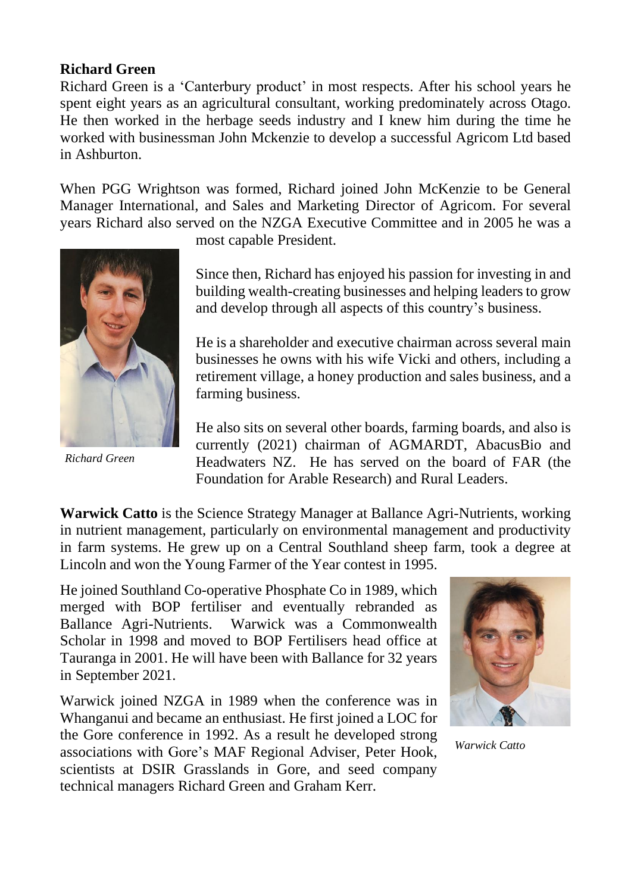**Richard Green**

Richard Green is a 'Canterbury product' in most respects. After his school years he spent eight years as an agricultural consultant, working predominately across Otago. He then worked in the herbage seeds industry and I knew him during the time he worked with businessman John Mckenzie to develop a successful Agricom Ltd based in Ashburton.

When PGG Wrightson was formed, Richard joined John McKenzie to be General Manager International, and Sales and Marketing Director of Agricom. For several years Richard also served on the NZGA Executive Committee and in 2005 he was a most capable President.

*Richard Green*

Since then, Richard has enjoyed his passion for investing in and building wealth-creating businesses and helping leaders to grow and develop through all aspects of this country's business.

He is a shareholder and executive chairman across several main businesses he owns with his wife Vicki and others, including a retirement village, a honey production and sales business, and a farming business.

He also sits on several other boards, farming boards, and also is currently (2021) chairman of AGMARDT, AbacusBio and Headwaters NZ. He has served on the board of FAR (the Foundation for Arable Research) and Rural Leaders.

**Warwick Catto** is the Science Strategy Manager at Ballance Agri-Nutrients, working in nutrient management, particularly on environmental management and productivity in farm systems. He grew up on a Central Southland sheep farm, took a degree at Lincoln and won the Young Farmer of the Year contest in 1995.

He joined Southland Co-operative Phosphate Co in 1989, which merged with BOP fertiliser and eventually rebranded as Ballance Agri-Nutrients. Warwick was a Commonwealth Scholar in 1998 and moved to BOP Fertilisers head office at Tauranga in 2001. He will have been with Ballance for 32 years in September 2021.

*Warwick Catto*

Warwick joined NZGA in 1989 when the conference was in Whanganui and became an enthusiast. He first joined a LOC for the Gore conference in 1992. As a result he developed strong associations with Gore's MAF Regional Adviser, Peter Hook, scientists at DSIR Grasslands in Gore, and seed company technical managers Richard Green and Graham Kerr.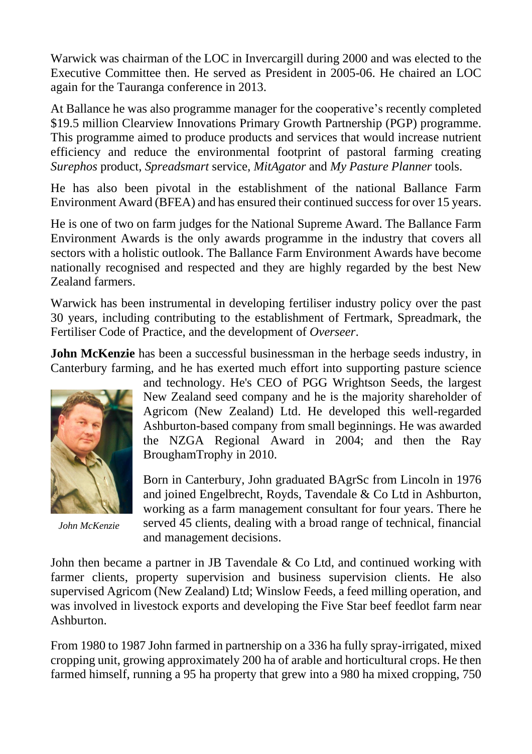Warwick was chairman of the LOC in Invercargill during 2000 and was elected to the Executive Committee then. He served as President in 2005-06. He chaired an LOC again for the Tauranga conference in 2013.

At Ballance he was also programme manager for the cooperative's recently completed \$19.5 million Clearview Innovations Primary Growth Partnership (PGP) programme. This programme aimed to produce products and services that would increase nutrient efficiency and reduce the environmental footprint of pastoral farming creating *Surephos* product, *Spreadsmart* service, *MitAgator* and *My Pasture Planner* tools.

He has also been pivotal in the establishment of the national Ballance Farm Environment Award (BFEA) and has ensured their continued success for over 15 years.

He is one of two on farm judges for the National Supreme Award. The Ballance Farm Environment Awards is the only awards programme in the industry that covers all sectors with a holistic outlook. The Ballance Farm Environment Awards have become nationally recognised and respected and they are highly regarded by the best New Zealand farmers.

Warwick has been instrumental in developing fertiliser industry policy over the past 30 years, including contributing to the establishment of Fertmark, Spreadmark, the Fertiliser Code of Practice, and the development of *Overseer*.

**John McKenzie** has been a successful businessman in the herbage seeds industry, in Canterbury farming, and he has exerted much effort into supporting pasture science and technology. He's CEO of PGG Wrightson Seeds, the largest New Zealand seed company and he is the majority shareholder of Agricom (New Zealand) Ltd. He developed this well-regarded Ashburton-based company from small beginnings. He was awarded the NZGA Regional Award in 2004; and then the Ray BroughamTrophy in 2010.

*John McKenzie*

Born in Canterbury, John graduated BAgrSc from Lincoln in 1976 and joined Engelbrecht, Royds, Tavendale & Co Ltd in Ashburton, working as a farm management consultant for four years. There he served 45 clients, dealing with a broad range of technical, financial and management decisions.

John then became a partner in JB Tavendale & Co Ltd, and continued working with farmer clients, property supervision and business supervision clients. He also supervised Agricom (New Zealand) Ltd; Winslow Feeds, a feed milling operation, and was involved in livestock exports and developing the Five Star beef feedlot farm near Ashburton.

From 1980 to 1987 John farmed in partnership on a 336 ha fully spray-irrigated, mixed cropping unit, growing approximately 200 ha of arable and horticultural crops. He then farmed himself, running a 95 ha property that grew into a 980 ha mixed cropping, 750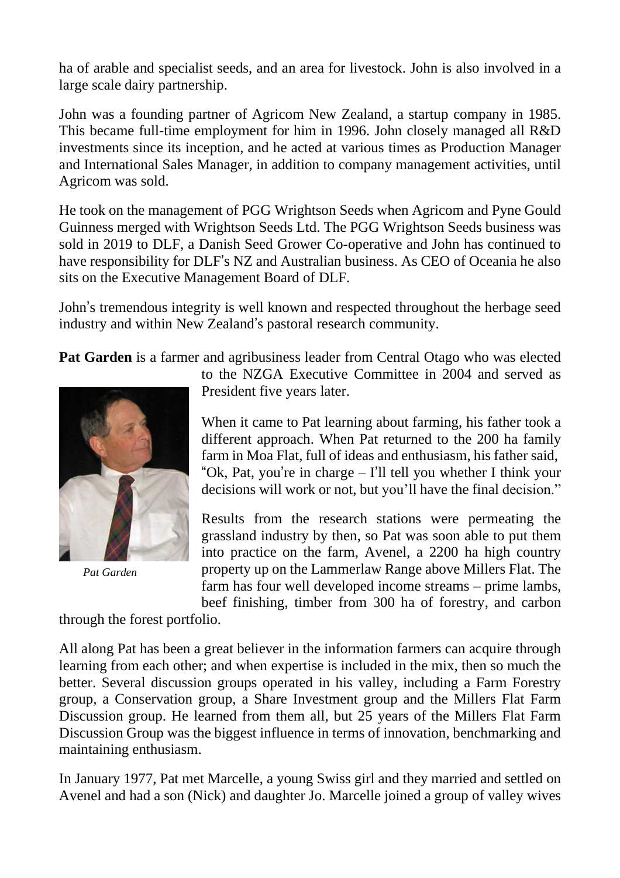ha of arable and specialist seeds, and an area for livestock. John is also involved in a large scale dairy partnership.

John was a founding partner of Agricom New Zealand, a startup company in 1985. This became full-time employment for him in 1996. John closely managed all R&D investments since its inception, and he acted at various times as Production Manager and International Sales Manager, in addition to company management activities, until Agricom was sold.

He took on the management of PGG Wrightson Seeds when Agricom and Pyne Gould Guinness merged with Wrightson Seeds Ltd. The PGG Wrightson Seeds business was sold in 2019 to DLF, a Danish Seed Grower Co-operative and John has continued to have responsibility for DLF's NZ and Australian business. As CEO of Oceania he also sits on the Executive Management Board of DLF.

John's tremendous integrity is well known and respected throughout the herbage seed industry and within New Zealand's pastoral research community.

**Pat Garden** is a farmer and agribusiness leader from Central Otago who was elected to the NZGA Executive Committee in 2004 and served as President five years later.

*Pat Garden*

When it came to Pat learning about farming, his father took a different approach. When Pat returned to the 200 ha family farm in Moa Flat, full of ideas and enthusiasm, his father said, "Ok, Pat, you're in charge – I'll tell you whether I think your decisions will work or not, but you'll have the final decision."

Results from the research stations were permeating the grassland industry by then, so Pat was soon able to put them into practice on the farm, Avenel, a 2200 ha high country property up on the Lammerlaw Range above Millers Flat. The farm has four well developed income streams – prime lambs, beef finishing, timber from 300 ha of forestry, and carbon through the forest portfolio.

All along Pat has been a great believer in the information farmers can acquire through learning from each other; and when expertise is included in the mix, then so much the better. Several discussion groups operated in his valley, including a Farm Forestry group, a Conservation group, a Share Investment group and the Millers Flat Farm Discussion group. He learned from them all, but 25 years of the Millers Flat Farm Discussion Group was the biggest influence in terms of innovation, benchmarking and maintaining enthusiasm.

In January 1977, Pat met Marcelle, a young Swiss girl and they married and settled on Avenel and had a son (Nick) and daughter Jo. Marcelle joined a group of valley wives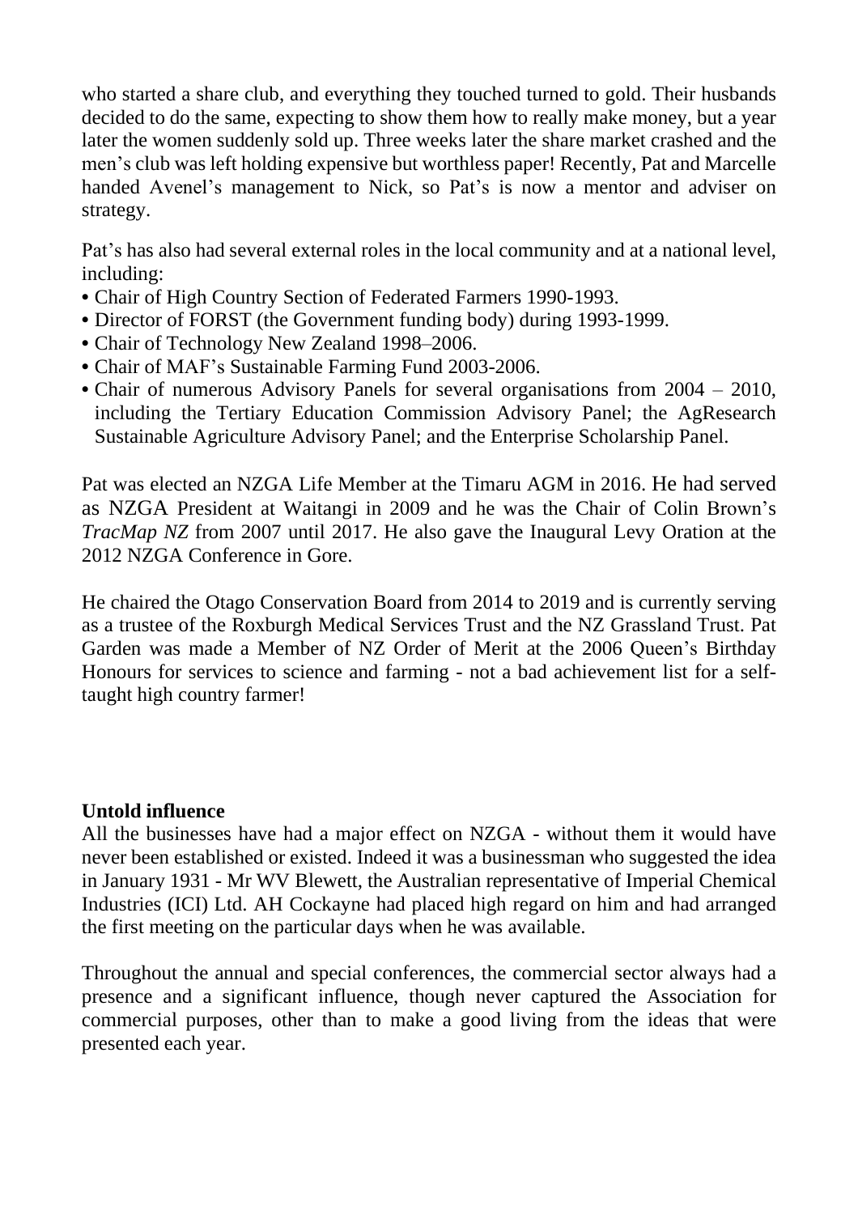who started a share club, and everything they touched turned to gold. Their husbands decided to do the same, expecting to show them how to really make money, but a year later the women suddenly sold up. Three weeks later the share market crashed and the men's club was left holding expensive but worthless paper! Recently, Pat and Marcelle handed Avenel's management to Nick, so Pat's is now a mentor and adviser on strategy.

Pat's has also had several external roles in the local community and at a national level, including:

- Chair of High Country Section of Federated Farmers 1990-1993.
- Director of FORST (the Government funding body) during 1993-1999.
- Chair of Technology New Zealand 1998–2006.
- Chair of MAF's Sustainable Farming Fund 2003-2006.
- Chair of numerous Advisory Panels for several organisations from 2004 – 2010, including the Tertiary Education Commission Advisory Panel; the AgResearch Sustainable Agriculture Advisory Panel; and the Enterprise Scholarship Panel.

Pat was elected an NZGA Life Member at the Timaru AGM in 2016. He had served as NZGA President at Waitangi in 2009 and he was the Chair of Colin Brown's *TracMap NZ* from 2007 until 2017. He also gave the Inaugural Levy Oration at the 2012 NZGA Conference in Gore.

He chaired the Otago Conservation Board from 2014 to 2019 and is currently serving as a trustee of the Roxburgh Medical Services Trust and the NZ Grassland Trust. Pat Garden was made a Member of NZ Order of Merit at the 2006 Queen's Birthday Honours for services to science and farming - not a bad achievement list for a self-taught high country farmer!

**Untold influence**

All the businesses have had a major effect on NZGA - without them it would have never been established or existed. Indeed it was a businessman who suggested the idea in January 1931 - Mr WV Blewett, the Australian representative of Imperial Chemical Industries (ICI) Ltd. AH Cockayne had placed high regard on him and had arranged the first meeting on the particular days when he was available.

Throughout the annual and special conferences, the commercial sector always had a presence and a significant influence, though never captured the Association for commercial purposes, other than to make a good living from the ideas that were presented each year.